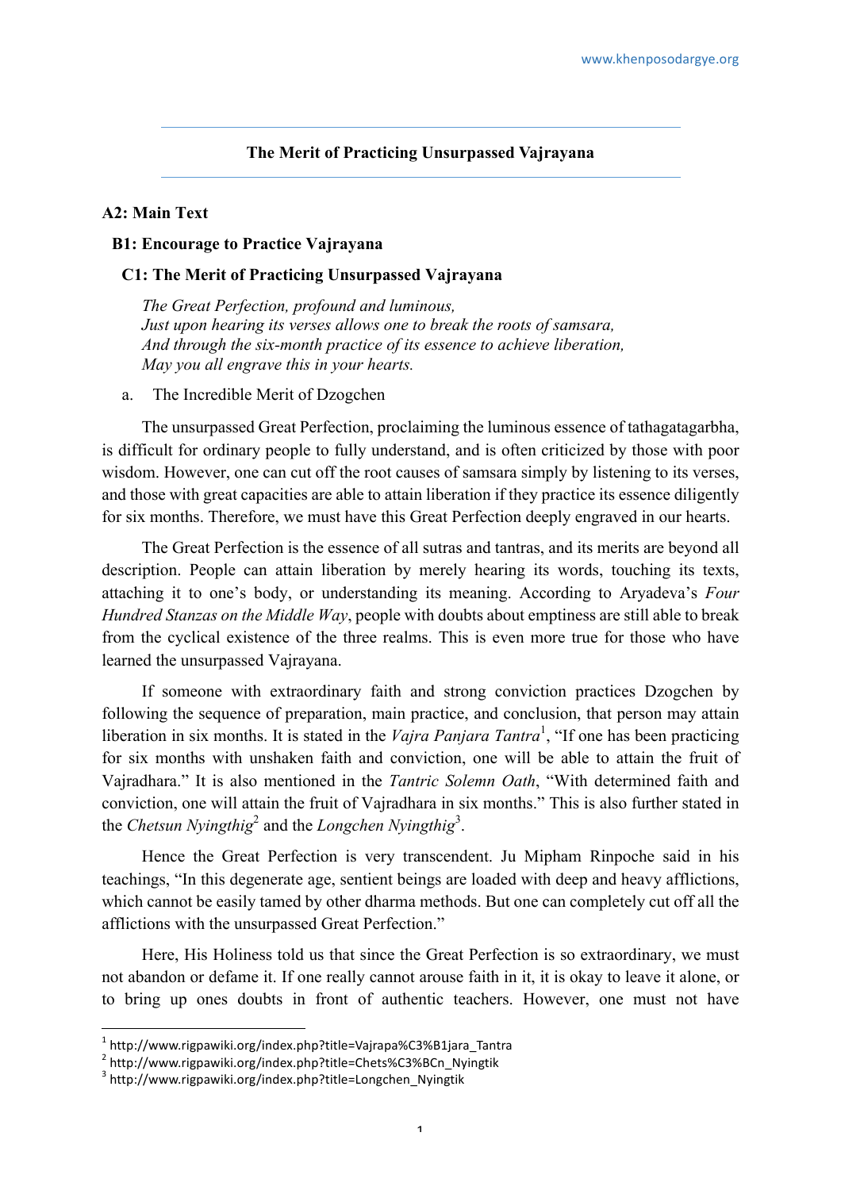# The Merit of Practicing Unsurpassed Vajrayana

## A2: Main Text

### B1: Encourage to Practice Vajrayana

#### C1: The Merit of Practicing Unsurpassed Vajrayana

*The Great Perfection, profound and luminous,*
*Just upon hearing its verses allows one to break the roots of samsara,*
*And through the six-month practice of its essence to achieve liberation,*
*May you all engrave this in your hearts.*

a. The Incredible Merit of Dzogchen

The unsurpassed Great Perfection, proclaiming the luminous essence of tathagatagarbha, is difficult for ordinary people to fully understand, and is often criticized by those with poor wisdom. However, one can cut off the root causes of samsara simply by listening to its verses, and those with great capacities are able to attain liberation if they practice its essence diligently for six months. Therefore, we must have this Great Perfection deeply engraved in our hearts.

The Great Perfection is the essence of all sutras and tantras, and its merits are beyond all description. People can attain liberation by merely hearing its words, touching its texts, attaching it to one's body, or understanding its meaning. According to Aryadeva's *Four Hundred Stanzas on the Middle Way*, people with doubts about emptiness are still able to break from the cyclical existence of the three realms. This is even more true for those who have learned the unsurpassed Vajrayana.

If someone with extraordinary faith and strong conviction practices Dzogchen by following the sequence of preparation, main practice, and conclusion, that person may attain liberation in six months. It is stated in the *Vajra Panjara Tantra*[1], "If one has been practicing for six months with unshaken faith and conviction, one will be able to attain the fruit of Vajradhara." It is also mentioned in the *Tantric Solemn Oath*, "With determined faith and conviction, one will attain the fruit of Vajradhara in six months." This is also further stated in the *Chetsun Nyingthig*[2] and the *Longchen Nyingthig*[3].

Hence the Great Perfection is very transcendent. Ju Mipham Rinpoche said in his teachings, "In this degenerate age, sentient beings are loaded with deep and heavy afflictions, which cannot be easily tamed by other dharma methods. But one can completely cut off all the afflictions with the unsurpassed Great Perfection."

Here, His Holiness told us that since the Great Perfection is so extraordinary, we must not abandon or defame it. If one really cannot arouse faith in it, it is okay to leave it alone, or to bring up ones doubts in front of authentic teachers. However, one must not have

---

[1] http://www.rigpawiki.org/index.php?title=Vajrapa%C3%B1jara_Tantra
[2] http://www.rigpawiki.org/index.php?title=Chets%C3%BCn_Nyingtik
[3] http://www.rigpawiki.org/index.php?title=Longchen_Nyingtik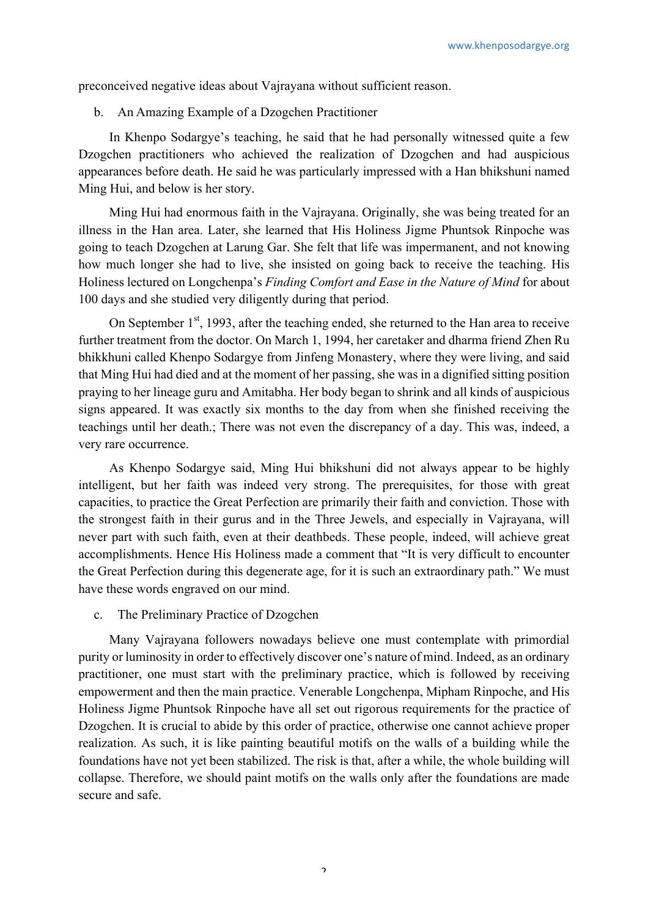preconceived negative ideas about Vajrayana without sufficient reason.

b. An Amazing Example of a Dzogchen Practitioner

In Khenpo Sodargye's teaching, he said that he had personally witnessed quite a few Dzogchen practitioners who achieved the realization of Dzogchen and had auspicious appearances before death. He said he was particularly impressed with a Han bhikshuni named Ming Hui, and below is her story.

Ming Hui had enormous faith in the Vajrayana. Originally, she was being treated for an illness in the Han area. Later, she learned that His Holiness Jigme Phuntsok Rinpoche was going to teach Dzogchen at Larung Gar. She felt that life was impermanent, and not knowing how much longer she had to live, she insisted on going back to receive the teaching. His Holiness lectured on Longchenpa's *Finding Comfort and Ease in the Nature of Mind* for about 100 days and she studied very diligently during that period.

On September 1st, 1993, after the teaching ended, she returned to the Han area to receive further treatment from the doctor. On March 1, 1994, her caretaker and dharma friend Zhen Ru bhikkhuni called Khenpo Sodargye from Jinfeng Monastery, where they were living, and said that Ming Hui had died and at the moment of her passing, she was in a dignified sitting position praying to her lineage guru and Amitabha. Her body began to shrink and all kinds of auspicious signs appeared. It was exactly six months to the day from when she finished receiving the teachings until her death.; There was not even the discrepancy of a day. This was, indeed, a very rare occurrence.

As Khenpo Sodargye said, Ming Hui bhikshuni did not always appear to be highly intelligent, but her faith was indeed very strong. The prerequisites, for those with great capacities, to practice the Great Perfection are primarily their faith and conviction. Those with the strongest faith in their gurus and in the Three Jewels, and especially in Vajrayana, will never part with such faith, even at their deathbeds. These people, indeed, will achieve great accomplishments. Hence His Holiness made a comment that "It is very difficult to encounter the Great Perfection during this degenerate age, for it is such an extraordinary path." We must have these words engraved on our mind.

c. The Preliminary Practice of Dzogchen

Many Vajrayana followers nowadays believe one must contemplate with primordial purity or luminosity in order to effectively discover one's nature of mind. Indeed, as an ordinary practitioner, one must start with the preliminary practice, which is followed by receiving empowerment and then the main practice. Venerable Longchenpa, Mipham Rinpoche, and His Holiness Jigme Phuntsok Rinpoche have all set out rigorous requirements for the practice of Dzogchen. It is crucial to abide by this order of practice, otherwise one cannot achieve proper realization. As such, it is like painting beautiful motifs on the walls of a building while the foundations have not yet been stabilized. The risk is that, after a while, the whole building will collapse. Therefore, we should paint motifs on the walls only after the foundations are made secure and safe.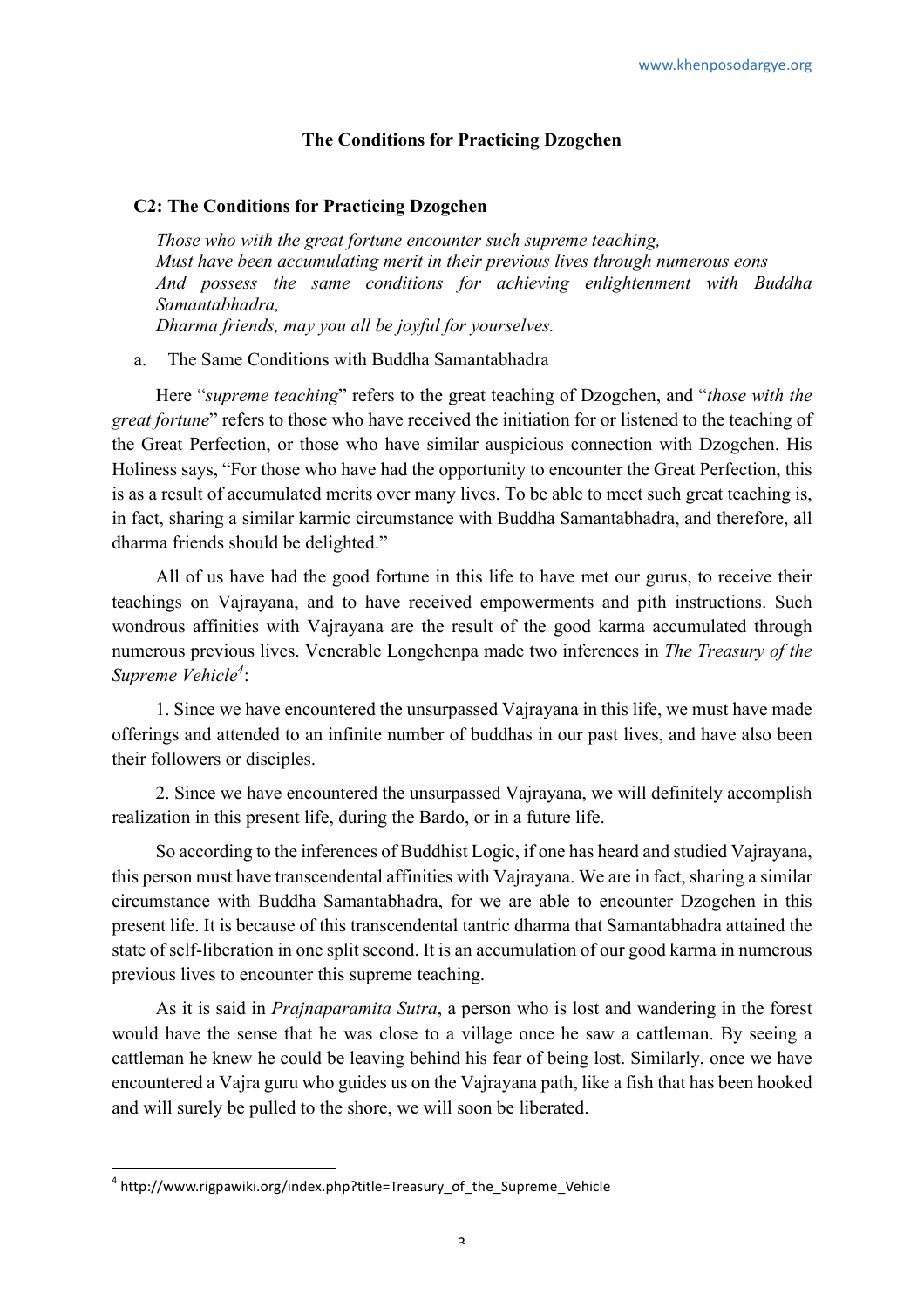## The Conditions for Practicing Dzogchen

### C2: The Conditions for Practicing Dzogchen

*Those who with the great fortune encounter such supreme teaching,*
*Must have been accumulating merit in their previous lives through numerous eons*
*And possess the same conditions for achieving enlightenment with Buddha Samantabhadra,*
*Dharma friends, may you all be joyful for yourselves.*

a. The Same Conditions with Buddha Samantabhadra

Here "*supreme teaching*" refers to the great teaching of Dzogchen, and "*those with the great fortune*" refers to those who have received the initiation for or listened to the teaching of the Great Perfection, or those who have similar auspicious connection with Dzogchen. His Holiness says, "For those who have had the opportunity to encounter the Great Perfection, this is as a result of accumulated merits over many lives. To be able to meet such great teaching is, in fact, sharing a similar karmic circumstance with Buddha Samantabhadra, and therefore, all dharma friends should be delighted."

All of us have had the good fortune in this life to have met our gurus, to receive their teachings on Vajrayana, and to have received empowerments and pith instructions. Such wondrous affinities with Vajrayana are the result of the good karma accumulated through numerous previous lives. Venerable Longchenpa made two inferences in *The Treasury of the Supreme Vehicle*[4]:

1. Since we have encountered the unsurpassed Vajrayana in this life, we must have made offerings and attended to an infinite number of buddhas in our past lives, and have also been their followers or disciples.

2. Since we have encountered the unsurpassed Vajrayana, we will definitely accomplish realization in this present life, during the Bardo, or in a future life.

So according to the inferences of Buddhist Logic, if one has heard and studied Vajrayana, this person must have transcendental affinities with Vajrayana. We are in fact, sharing a similar circumstance with Buddha Samantabhadra, for we are able to encounter Dzogchen in this present life. It is because of this transcendental tantric dharma that Samantabhadra attained the state of self-liberation in one split second. It is an accumulation of our good karma in numerous previous lives to encounter this supreme teaching.

As it is said in *Prajnaparamita Sutra*, a person who is lost and wandering in the forest would have the sense that he was close to a village once he saw a cattleman. By seeing a cattleman he knew he could be leaving behind his fear of being lost. Similarly, once we have encountered a Vajra guru who guides us on the Vajrayana path, like a fish that has been hooked and will surely be pulled to the shore, we will soon be liberated.

[4] http://www.rigpawiki.org/index.php?title=Treasury_of_the_Supreme_Vehicle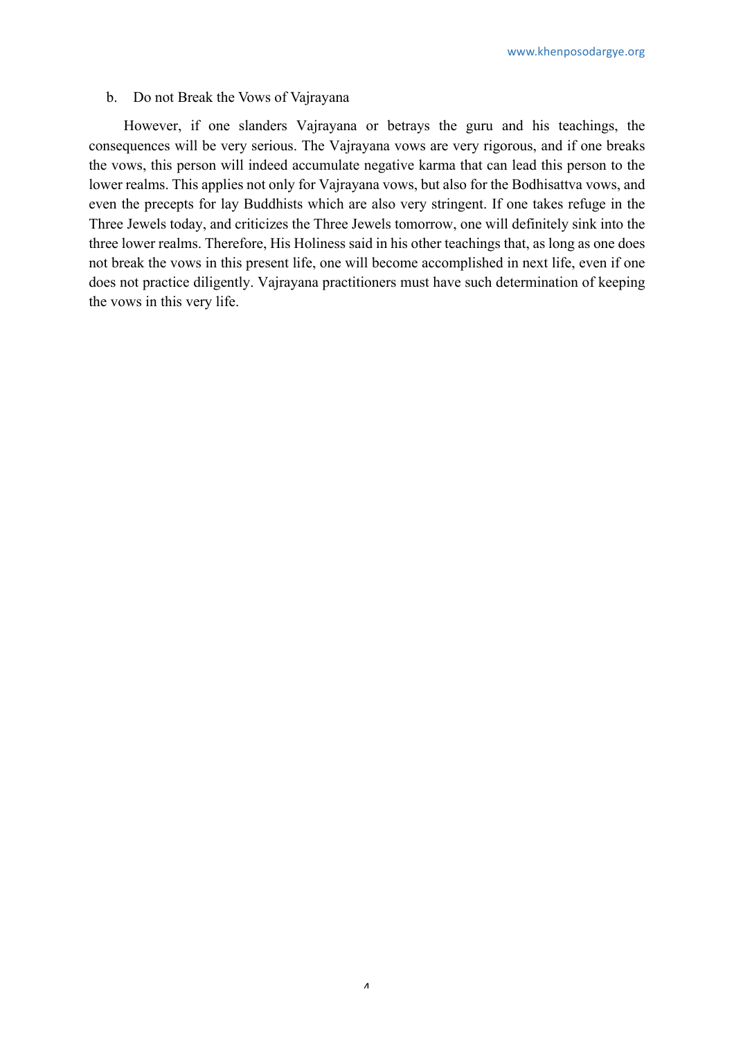b. Do not Break the Vows of Vajrayana

However, if one slanders Vajrayana or betrays the guru and his teachings, the consequences will be very serious. The Vajrayana vows are very rigorous, and if one breaks the vows, this person will indeed accumulate negative karma that can lead this person to the lower realms. This applies not only for Vajrayana vows, but also for the Bodhisattva vows, and even the precepts for lay Buddhists which are also very stringent. If one takes refuge in the Three Jewels today, and criticizes the Three Jewels tomorrow, one will definitely sink into the three lower realms. Therefore, His Holiness said in his other teachings that, as long as one does not break the vows in this present life, one will become accomplished in next life, even if one does not practice diligently. Vajrayana practitioners must have such determination of keeping the vows in this very life.